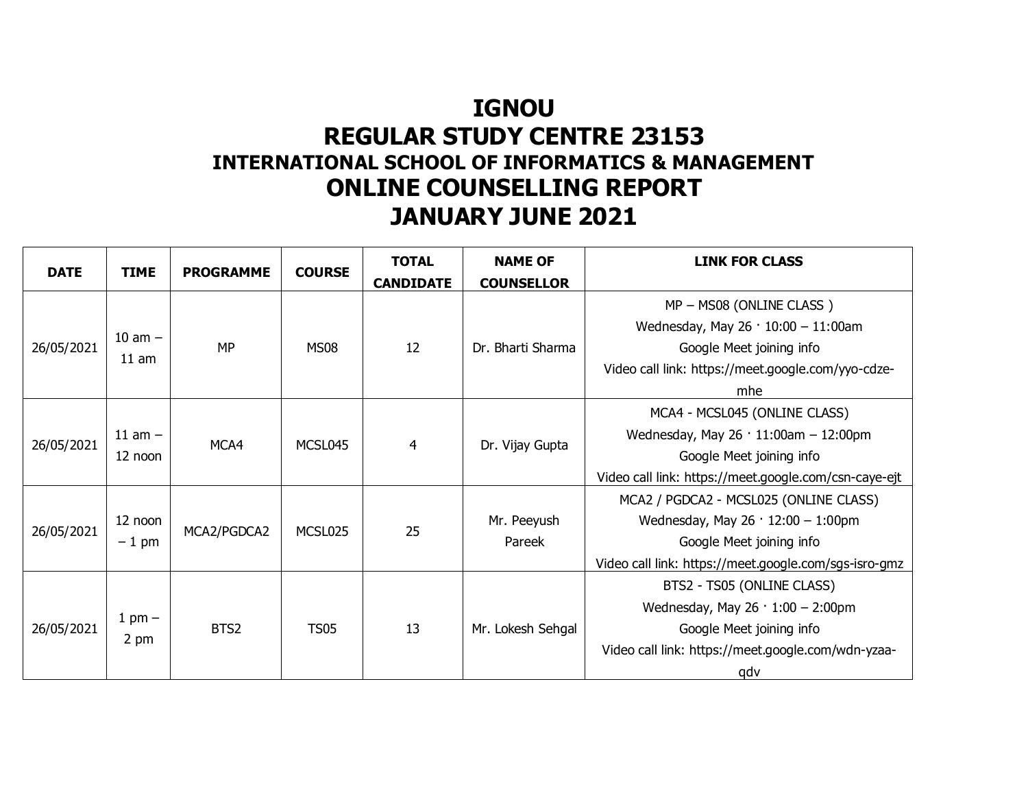# IGNOU
# REGULAR STUDY CENTRE 23153
## INTERNATIONAL SCHOOL OF INFORMATICS & MANAGEMENT
# ONLINE COUNSELLING REPORT
# JANUARY JUNE 2021

| DATE | TIME | PROGRAMME | COURSE | TOTAL CANDIDATE | NAME OF COUNSELLOR | LINK FOR CLASS |
|---|---|---|---|---|---|---|
| 26/05/2021 | 10 am – 11 am | MP | MS08 | 12 | Dr. Bharti Sharma | MP – MS08 (ONLINE CLASS ) Wednesday, May 26 · 10:00 – 11:00am Google Meet joining info Video call link: https://meet.google.com/yyo-cdze-mhe |
| 26/05/2021 | 11 am – 12 noon | MCA4 | MCSL045 | 4 | Dr. Vijay Gupta | MCA4 - MCSL045 (ONLINE CLASS) Wednesday, May 26 · 11:00am – 12:00pm Google Meet joining info Video call link: https://meet.google.com/csn-caye-ejt |
| 26/05/2021 | 12 noon – 1 pm | MCA2/PGDCA2 | MCSL025 | 25 | Mr. Peeyush Pareek | MCA2 / PGDCA2 - MCSL025 (ONLINE CLASS) Wednesday, May 26 · 12:00 – 1:00pm Google Meet joining info Video call link: https://meet.google.com/sgs-isro-gmz |
| 26/05/2021 | 1 pm – 2 pm | BTS2 | TS05 | 13 | Mr. Lokesh Sehgal | BTS2 - TS05 (ONLINE CLASS) Wednesday, May 26 · 1:00 – 2:00pm Google Meet joining info Video call link: https://meet.google.com/wdn-yzaa-qdv |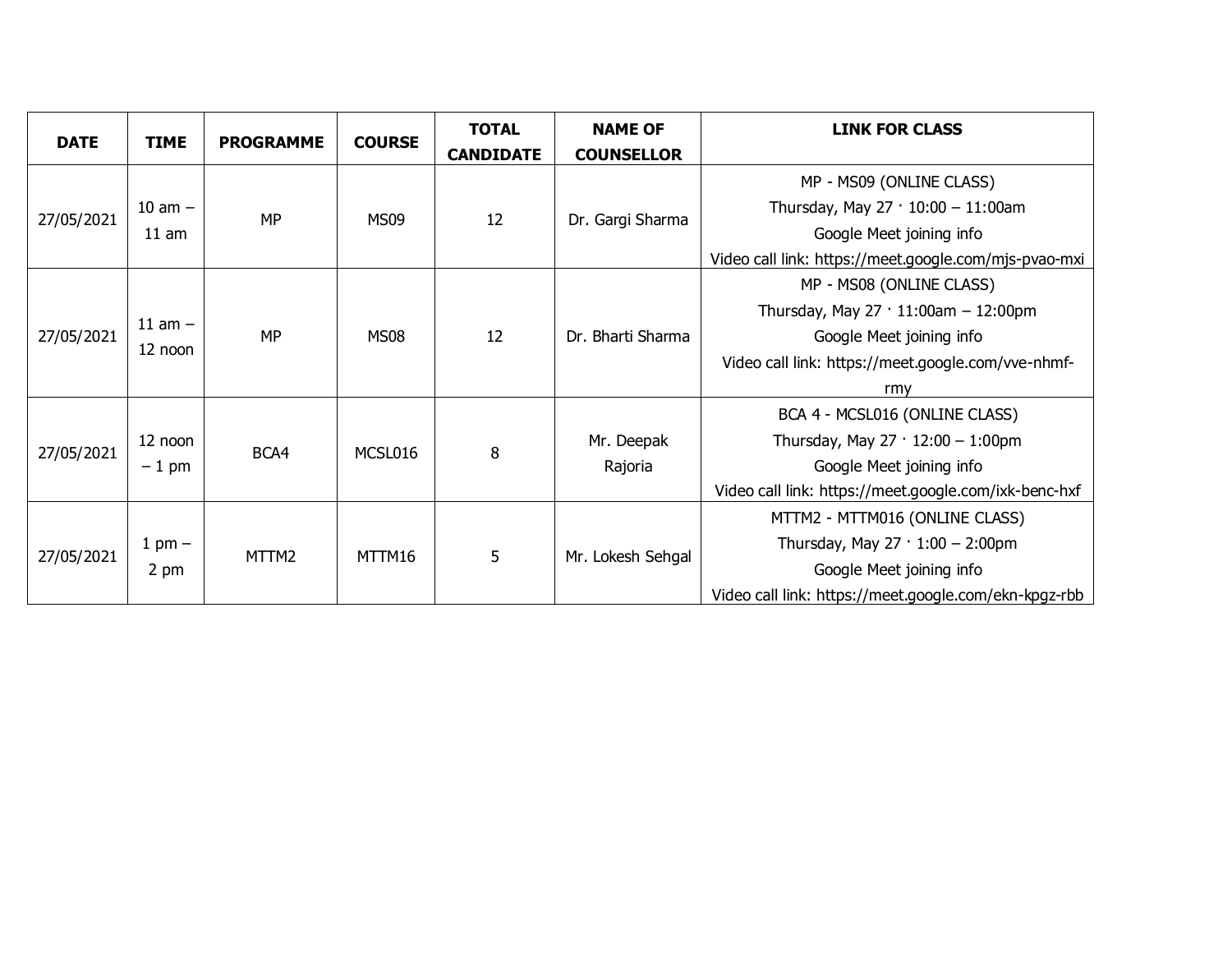| DATE | TIME | PROGRAMME | COURSE | TOTAL CANDIDATE | NAME OF COUNSELLOR | LINK FOR CLASS |
|---|---|---|---|---|---|---|
| 27/05/2021 | 10 am – 11 am | MP | MS09 | 12 | Dr. Gargi Sharma | MP - MS09 (ONLINE CLASS) Thursday, May 27 · 10:00 – 11:00am Google Meet joining info Video call link: https://meet.google.com/mjs-pvao-mxi |
| 27/05/2021 | 11 am – 12 noon | MP | MS08 | 12 | Dr. Bharti Sharma | MP - MS08 (ONLINE CLASS) Thursday, May 27 · 11:00am – 12:00pm Google Meet joining info Video call link: https://meet.google.com/vve-nhmf-rmy |
| 27/05/2021 | 12 noon – 1 pm | BCA4 | MCSL016 | 8 | Mr. Deepak Rajoria | BCA 4 - MCSL016 (ONLINE CLASS) Thursday, May 27 · 12:00 – 1:00pm Google Meet joining info Video call link: https://meet.google.com/ixk-benc-hxf |
| 27/05/2021 | 1 pm – 2 pm | MTTM2 | MTTM16 | 5 | Mr. Lokesh Sehgal | MTTM2 - MTTM016 (ONLINE CLASS) Thursday, May 27 · 1:00 – 2:00pm Google Meet joining info Video call link: https://meet.google.com/ekn-kpgz-rbb |